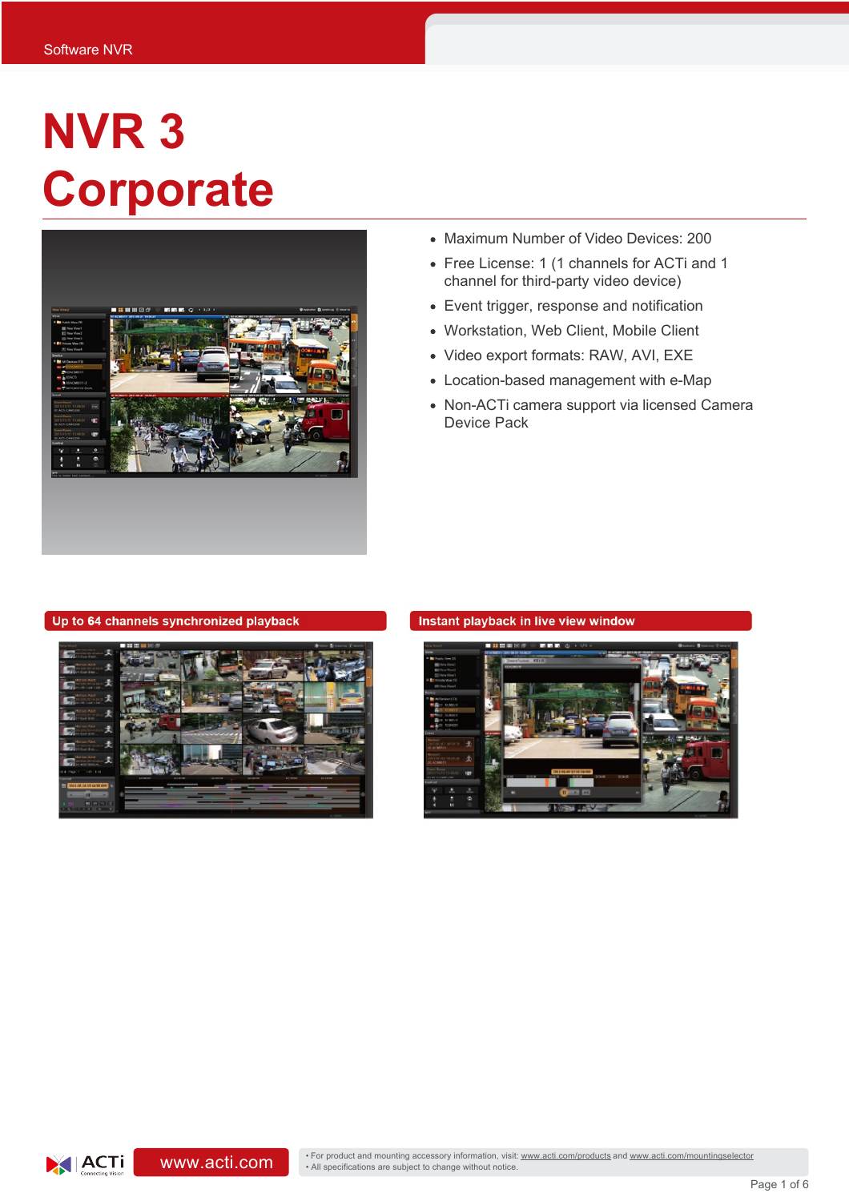Software NVR

# NVR 3 Corporate

- Maximum Number of Video Devices: 200
- Free License: 1 (1 channels for ACTi and 1 channel for third-party video device)
- Event trigger, response and notification
- Workstation, Web Client, Mobile Client
- Video export formats: RAW, AVI, EXE
- Location-based management with e-Map
- Non-ACTi camera support via licensed Camera Device Pack

**Up to 64 channels synchronized playback**

**Instant playback in live view window**

www.acti.com

• For product and mounting accessory information, visit: www.acti.com/products and www.acti.com/mountingselector
• All specifications are subject to change without notice.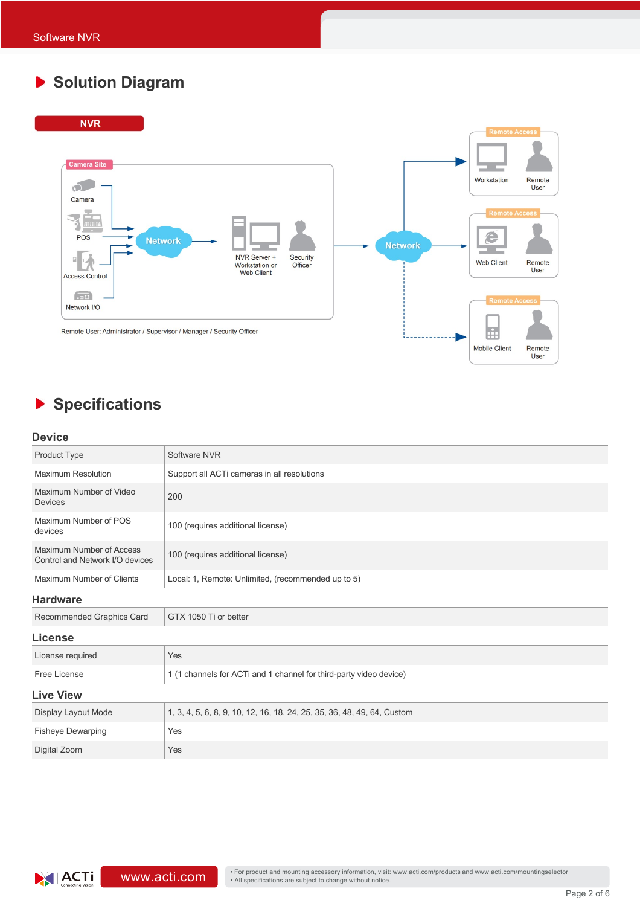## Solution Diagram

NVR

Camera Site

Camera

POS

Access Control

Network I/O

Network

NVR Server + Workstation or Web Client

Security Officer

Network

Remote Access

Workstation

Remote User

Remote Access

Web Client

Remote User

Remote Access

Mobile Client

Remote User

Remote User: Administrator / Supervisor / Manager / Security Officer

## Specifications

### Device

| | |
|---|---|
| Product Type | Software NVR |
| Maximum Resolution | Support all ACTi cameras in all resolutions |
| Maximum Number of Video Devices | 200 |
| Maximum Number of POS devices | 100 (requires additional license) |
| Maximum Number of Access Control and Network I/O devices | 100 (requires additional license) |
| Maximum Number of Clients | Local: 1, Remote: Unlimited, (recommended up to 5) |

### Hardware

| | |
|---|---|
| Recommended Graphics Card | GTX 1050 Ti or better |

### License

| | |
|---|---|
| License required | Yes |
| Free License | 1 (1 channels for ACTi and 1 channel for third-party video device) |

### Live View

| | |
|---|---|
| Display Layout Mode | 1, 3, 4, 5, 6, 8, 9, 10, 12, 16, 18, 24, 25, 35, 36, 48, 49, 64, Custom |
| Fisheye Dewarping | Yes |
| Digital Zoom | Yes |

ACTi Connecting Vision www.acti.com

• For product and mounting accessory information, visit: www.acti.com/products and www.acti.com/mountingselector
• All specifications are subject to change without notice.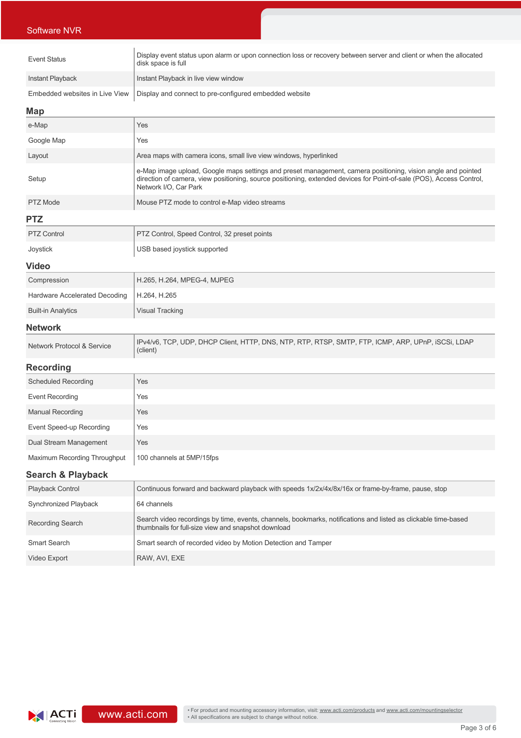| | |
|---|---|
| Event Status | Display event status upon alarm or upon connection loss or recovery between server and client or when the allocated disk space is full |
| Instant Playback | Instant Playback in live view window |
| Embedded websites in Live View | Display and connect to pre-configured embedded website |

## Map

| | |
|---|---|
| e-Map | Yes |
| Google Map | Yes |
| Layout | Area maps with camera icons, small live view windows, hyperlinked |
| Setup | e-Map image upload, Google maps settings and preset management, camera positioning, vision angle and pointed direction of camera, view positioning, source positioning, extended devices for Point-of-sale (POS), Access Control, Network I/O, Car Park |
| PTZ Mode | Mouse PTZ mode to control e-Map video streams |

## PTZ

| | |
|---|---|
| PTZ Control | PTZ Control, Speed Control, 32 preset points |
| Joystick | USB based joystick supported |

## Video

| | |
|---|---|
| Compression | H.265, H.264, MPEG-4, MJPEG |
| Hardware Accelerated Decoding | H.264, H.265 |
| Built-in Analytics | Visual Tracking |

## Network

| | |
|---|---|
| Network Protocol & Service | IPv4/v6, TCP, UDP, DHCP Client, HTTP, DNS, NTP, RTP, RTSP, SMTP, FTP, ICMP, ARP, UPnP, iSCSi, LDAP (client) |

## Recording

| | |
|---|---|
| Scheduled Recording | Yes |
| Event Recording | Yes |
| Manual Recording | Yes |
| Event Speed-up Recording | Yes |
| Dual Stream Management | Yes |
| Maximum Recording Throughput | 100 channels at 5MP/15fps |

## Search & Playback

| | |
|---|---|
| Playback Control | Continuous forward and backward playback with speeds 1x/2x/4x/8x/16x or frame-by-frame, pause, stop |
| Synchronized Playback | 64 channels |
| Recording Search | Search video recordings by time, events, channels, bookmarks, notifications and listed as clickable time-based thumbnails for full-size view and snapshot download |
| Smart Search | Smart search of recorded video by Motion Detection and Tamper |
| Video Export | RAW, AVI, EXE |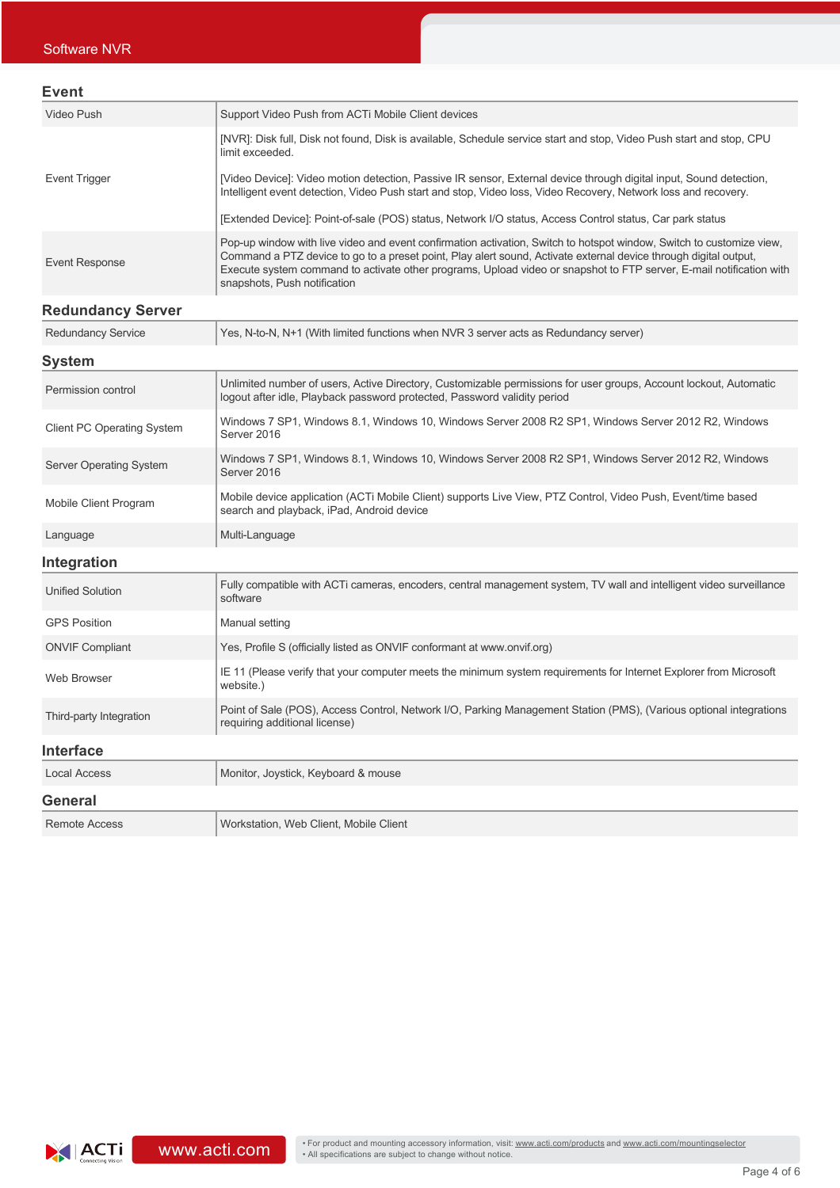## Event

| | |
|---|---|
| Video Push | Support Video Push from ACTi Mobile Client devices |
| Event Trigger | [NVR]: Disk full, Disk not found, Disk is available, Schedule service start and stop, Video Push start and stop, CPU limit exceeded.<br><br>[Video Device]: Video motion detection, Passive IR sensor, External device through digital input, Sound detection, Intelligent event detection, Video Push start and stop, Video loss, Video Recovery, Network loss and recovery.<br><br>[Extended Device]: Point-of-sale (POS) status, Network I/O status, Access Control status, Car park status |
| Event Response | Pop-up window with live video and event confirmation activation, Switch to hotspot window, Switch to customize view, Command a PTZ device to go to a preset point, Play alert sound, Activate external device through digital output, Execute system command to activate other programs, Upload video or snapshot to FTP server, E-mail notification with snapshots, Push notification |

## Redundancy Server

| | |
|---|---|
| Redundancy Service | Yes, N-to-N, N+1 (With limited functions when NVR 3 server acts as Redundancy server) |

## System

| | |
|---|---|
| Permission control | Unlimited number of users, Active Directory, Customizable permissions for user groups, Account lockout, Automatic logout after idle, Playback password protected, Password validity period |
| Client PC Operating System | Windows 7 SP1, Windows 8.1, Windows 10, Windows Server 2008 R2 SP1, Windows Server 2012 R2, Windows Server 2016 |
| Server Operating System | Windows 7 SP1, Windows 8.1, Windows 10, Windows Server 2008 R2 SP1, Windows Server 2012 R2, Windows Server 2016 |
| Mobile Client Program | Mobile device application (ACTi Mobile Client) supports Live View, PTZ Control, Video Push, Event/time based search and playback, iPad, Android device |
| Language | Multi-Language |

## Integration

| | |
|---|---|
| Unified Solution | Fully compatible with ACTi cameras, encoders, central management system, TV wall and intelligent video surveillance software |
| GPS Position | Manual setting |
| ONVIF Compliant | Yes, Profile S (officially listed as ONVIF conformant at www.onvif.org) |
| Web Browser | IE 11 (Please verify that your computer meets the minimum system requirements for Internet Explorer from Microsoft website.) |
| Third-party Integration | Point of Sale (POS), Access Control, Network I/O, Parking Management Station (PMS), (Various optional integrations requiring additional license) |

## Interface

| | |
|---|---|
| Local Access | Monitor, Joystick, Keyboard & mouse |

## General

| | |
|---|---|
| Remote Access | Workstation, Web Client, Mobile Client |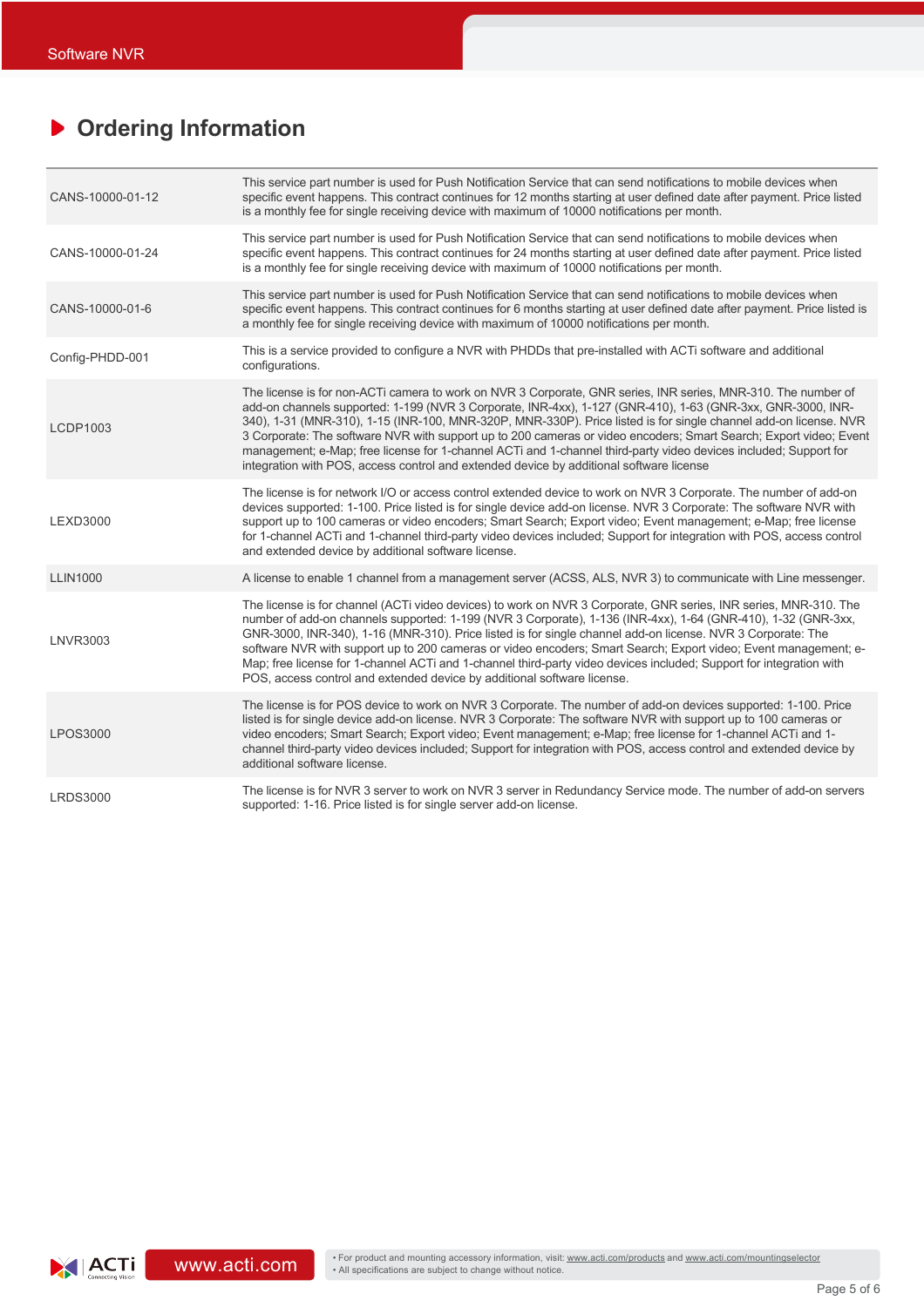## Ordering Information

| | |
|---|---|
| CANS-10000-01-12 | This service part number is used for Push Notification Service that can send notifications to mobile devices when specific event happens. This contract continues for 12 months starting at user defined date after payment. Price listed is a monthly fee for single receiving device with maximum of 10000 notifications per month. |
| CANS-10000-01-24 | This service part number is used for Push Notification Service that can send notifications to mobile devices when specific event happens. This contract continues for 24 months starting at user defined date after payment. Price listed is a monthly fee for single receiving device with maximum of 10000 notifications per month. |
| CANS-10000-01-6 | This service part number is used for Push Notification Service that can send notifications to mobile devices when specific event happens. This contract continues for 6 months starting at user defined date after payment. Price listed is a monthly fee for single receiving device with maximum of 10000 notifications per month. |
| Config-PHDD-001 | This is a service provided to configure a NVR with PHDDs that pre-installed with ACTi software and additional configurations. |
| LCDP1003 | The license is for non-ACTi camera to work on NVR 3 Corporate, GNR series, INR series, MNR-310. The number of add-on channels supported: 1-199 (NVR 3 Corporate, INR-4xx), 1-127 (GNR-410), 1-63 (GNR-3xx, GNR-3000, INR-340), 1-31 (MNR-310), 1-15 (INR-100, MNR-320P, MNR-330P). Price listed is for single channel add-on license. NVR 3 Corporate: The software NVR with support up to 200 cameras or video encoders; Smart Search; Export video; Event management; e-Map; free license for 1-channel ACTi and 1-channel third-party video devices included; Support for integration with POS, access control and extended device by additional software license |
| LEXD3000 | The license is for network I/O or access control extended device to work on NVR 3 Corporate. The number of add-on devices supported: 1-100. Price listed is for single device add-on license. NVR 3 Corporate: The software NVR with support up to 100 cameras or video encoders; Smart Search; Export video; Event management; e-Map; free license for 1-channel ACTi and 1-channel third-party video devices included; Support for integration with POS, access control and extended device by additional software license. |
| LLIN1000 | A license to enable 1 channel from a management server (ACSS, ALS, NVR 3) to communicate with Line messenger. |
| LNVR3003 | The license is for channel (ACTi video devices) to work on NVR 3 Corporate, GNR series, INR series, MNR-310. The number of add-on channels supported: 1-199 (NVR 3 Corporate), 1-136 (INR-4xx), 1-64 (GNR-410), 1-32 (GNR-3xx, GNR-3000, INR-340), 1-16 (MNR-310). Price listed is for single channel add-on license. NVR 3 Corporate: The software NVR with support up to 200 cameras or video encoders; Smart Search; Export video; Event management; e-Map; free license for 1-channel ACTi and 1-channel third-party video devices included; Support for integration with POS, access control and extended device by additional software license. |
| LPOS3000 | The license is for POS device to work on NVR 3 Corporate. The number of add-on devices supported: 1-100. Price listed is for single device add-on license. NVR 3 Corporate: The software NVR with support up to 100 cameras or video encoders; Smart Search; Export video; Event management; e-Map; free license for 1-channel ACTi and 1-channel third-party video devices included; Support for integration with POS, access control and extended device by additional software license. |
| LRDS3000 | The license is for NVR 3 server to work on NVR 3 server in Redundancy Service mode. The number of add-on servers supported: 1-16. Price listed is for single server add-on license. |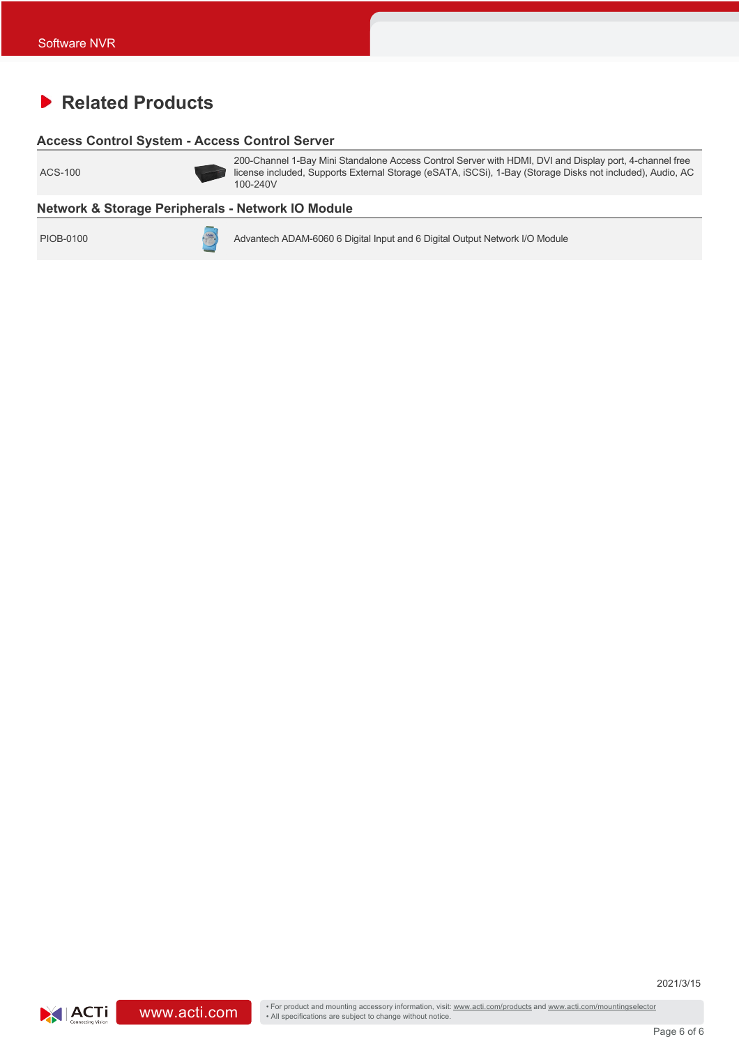# Related Products

## Access Control System - Access Control Server

| | |
|---|---|
| ACS-100 | 200-Channel 1-Bay Mini Standalone Access Control Server with HDMI, DVI and Display port, 4-channel free license included, Supports External Storage (eSATA, iSCSi), 1-Bay (Storage Disks not included), Audio, AC 100-240V |

## Network & Storage Peripherals - Network IO Module

| | |
|---|---|
| PIOB-0100 | Advantech ADAM-6060 6 Digital Input and 6 Digital Output Network I/O Module |

2021/3/15

• For product and mounting accessory information, visit: www.acti.com/products and www.acti.com/mountingselector
• All specifications are subject to change without notice.